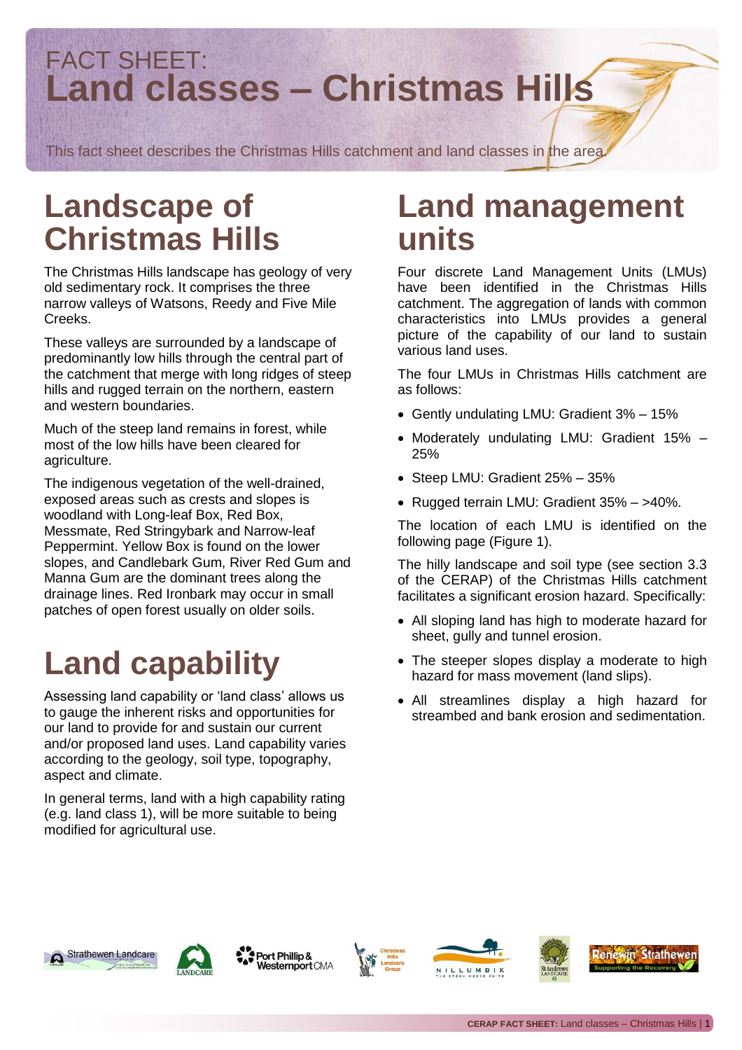FACT SHEET:

# Land classes – Christmas Hills

This fact sheet describes the Christmas Hills catchment and land classes in the area.

## Landscape of Christmas Hills

The Christmas Hills landscape has geology of very old sedimentary rock. It comprises the three narrow valleys of Watsons, Reedy and Five Mile Creeks.

These valleys are surrounded by a landscape of predominantly low hills through the central part of the catchment that merge with long ridges of steep hills and rugged terrain on the northern, eastern and western boundaries.

Much of the steep land remains in forest, while most of the low hills have been cleared for agriculture.

The indigenous vegetation of the well-drained, exposed areas such as crests and slopes is woodland with Long-leaf Box, Red Box, Messmate, Red Stringybark and Narrow-leaf Peppermint. Yellow Box is found on the lower slopes, and Candlebark Gum, River Red Gum and Manna Gum are the dominant trees along the drainage lines. Red Ironbark may occur in small patches of open forest usually on older soils.

## Land capability

Assessing land capability or 'land class' allows us to gauge the inherent risks and opportunities for our land to provide for and sustain our current and/or proposed land uses. Land capability varies according to the geology, soil type, topography, aspect and climate.

In general terms, land with a high capability rating (e.g. land class 1), will be more suitable to being modified for agricultural use.

## Land management units

Four discrete Land Management Units (LMUs) have been identified in the Christmas Hills catchment. The aggregation of lands with common characteristics into LMUs provides a general picture of the capability of our land to sustain various land uses.

The four LMUs in Christmas Hills catchment are as follows:

- Gently undulating LMU: Gradient 3% – 15%
- Moderately undulating LMU: Gradient 15% – 25%
- Steep LMU: Gradient 25% – 35%
- Rugged terrain LMU: Gradient 35% – >40%.

The location of each LMU is identified on the following page (Figure 1).

The hilly landscape and soil type (see section 3.3 of the CERAP) of the Christmas Hills catchment facilitates a significant erosion hazard. Specifically:

- All sloping land has high to moderate hazard for sheet, gully and tunnel erosion.
- The steeper slopes display a moderate to high hazard for mass movement (land slips).
- All streamlines display a high hazard for streambed and bank erosion and sedimentation.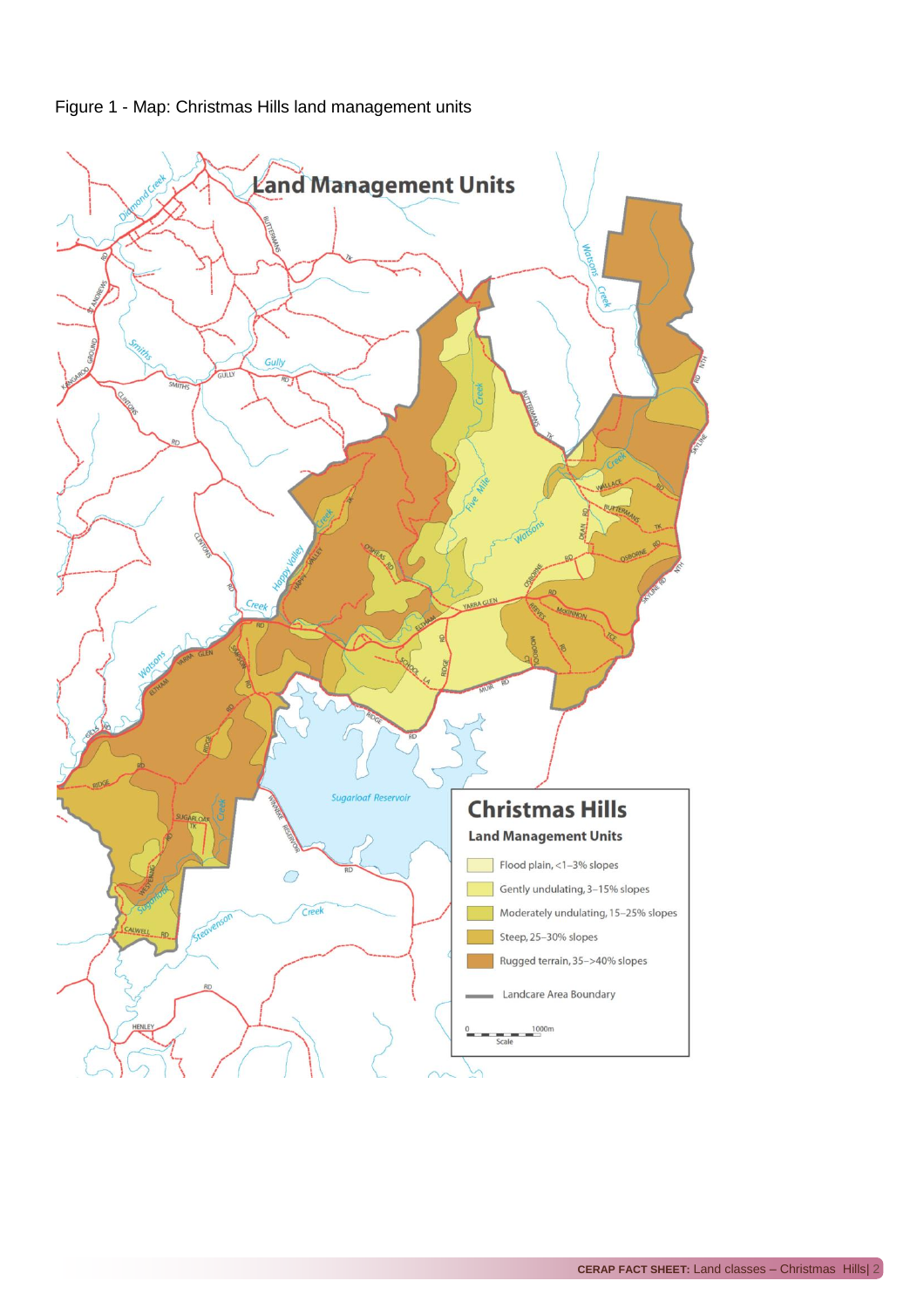Figure 1 - Map: Christmas Hills land management units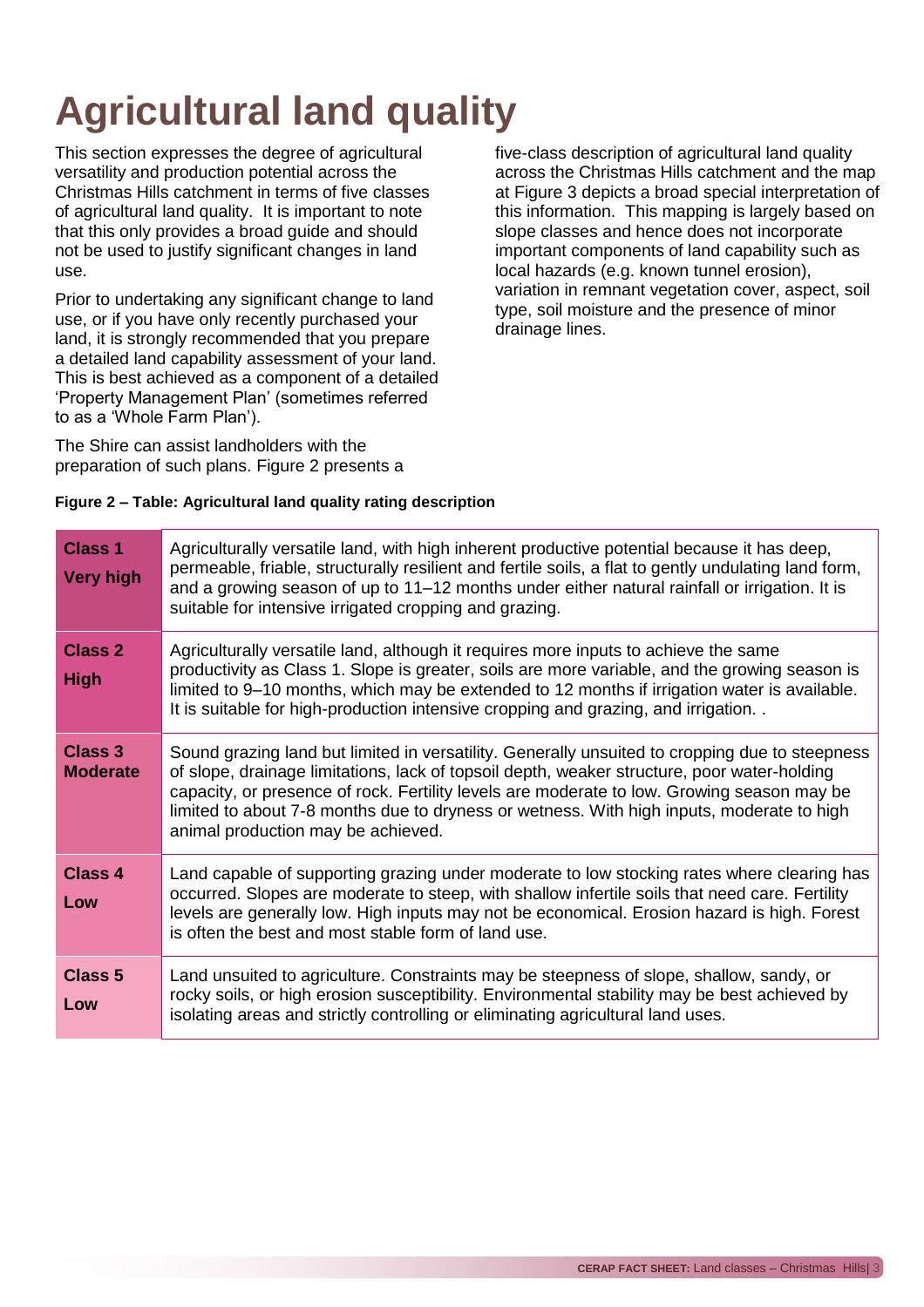# Agricultural land quality

This section expresses the degree of agricultural versatility and production potential across the Christmas Hills catchment in terms of five classes of agricultural land quality. It is important to note that this only provides a broad guide and should not be used to justify significant changes in land use.

Prior to undertaking any significant change to land use, or if you have only recently purchased your land, it is strongly recommended that you prepare a detailed land capability assessment of your land. This is best achieved as a component of a detailed 'Property Management Plan' (sometimes referred to as a 'Whole Farm Plan').

The Shire can assist landholders with the preparation of such plans. Figure 2 presents a five-class description of agricultural land quality across the Christmas Hills catchment and the map at Figure 3 depicts a broad special interpretation of this information. This mapping is largely based on slope classes and hence does not incorporate important components of land capability such as local hazards (e.g. known tunnel erosion), variation in remnant vegetation cover, aspect, soil type, soil moisture and the presence of minor drainage lines.

**Figure 2 – Table: Agricultural land quality rating description**

| Class | Description |
|---|---|
| **Class 1 Very high** | Agriculturally versatile land, with high inherent productive potential because it has deep, permeable, friable, structurally resilient and fertile soils, a flat to gently undulating land form, and a growing season of up to 11–12 months under either natural rainfall or irrigation. It is suitable for intensive irrigated cropping and grazing. |
| **Class 2 High** | Agriculturally versatile land, although it requires more inputs to achieve the same productivity as Class 1. Slope is greater, soils are more variable, and the growing season is limited to 9–10 months, which may be extended to 12 months if irrigation water is available. It is suitable for high-production intensive cropping and grazing, and irrigation. . |
| **Class 3 Moderate** | Sound grazing land but limited in versatility. Generally unsuited to cropping due to steepness of slope, drainage limitations, lack of topsoil depth, weaker structure, poor water-holding capacity, or presence of rock. Fertility levels are moderate to low. Growing season may be limited to about 7-8 months due to dryness or wetness. With high inputs, moderate to high animal production may be achieved. |
| **Class 4 Low** | Land capable of supporting grazing under moderate to low stocking rates where clearing has occurred. Slopes are moderate to steep, with shallow infertile soils that need care. Fertility levels are generally low. High inputs may not be economical. Erosion hazard is high. Forest is often the best and most stable form of land use. |
| **Class 5 Low** | Land unsuited to agriculture. Constraints may be steepness of slope, shallow, sandy, or rocky soils, or high erosion susceptibility. Environmental stability may be best achieved by isolating areas and strictly controlling or eliminating agricultural land uses. |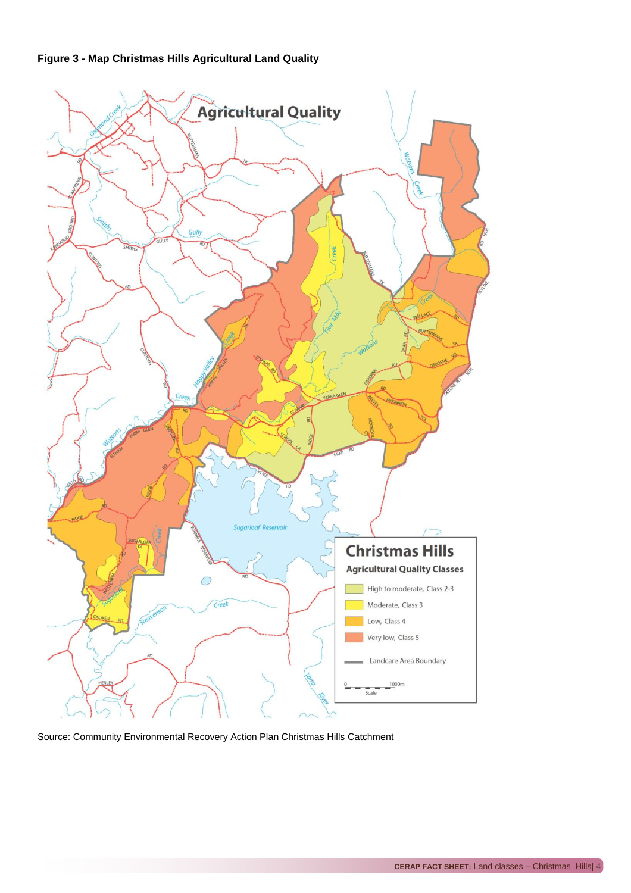**Figure 3 - Map Christmas Hills Agricultural Land Quality**

Agricultural Quality

Christmas Hills

Agricultural Quality Classes

High to moderate, Class 2-3

Moderate, Class 3

Low, Class 4

Very low, Class 5

Landcare Area Boundary

0

1000m

Scale

Source: Community Environmental Recovery Action Plan Christmas Hills Catchment